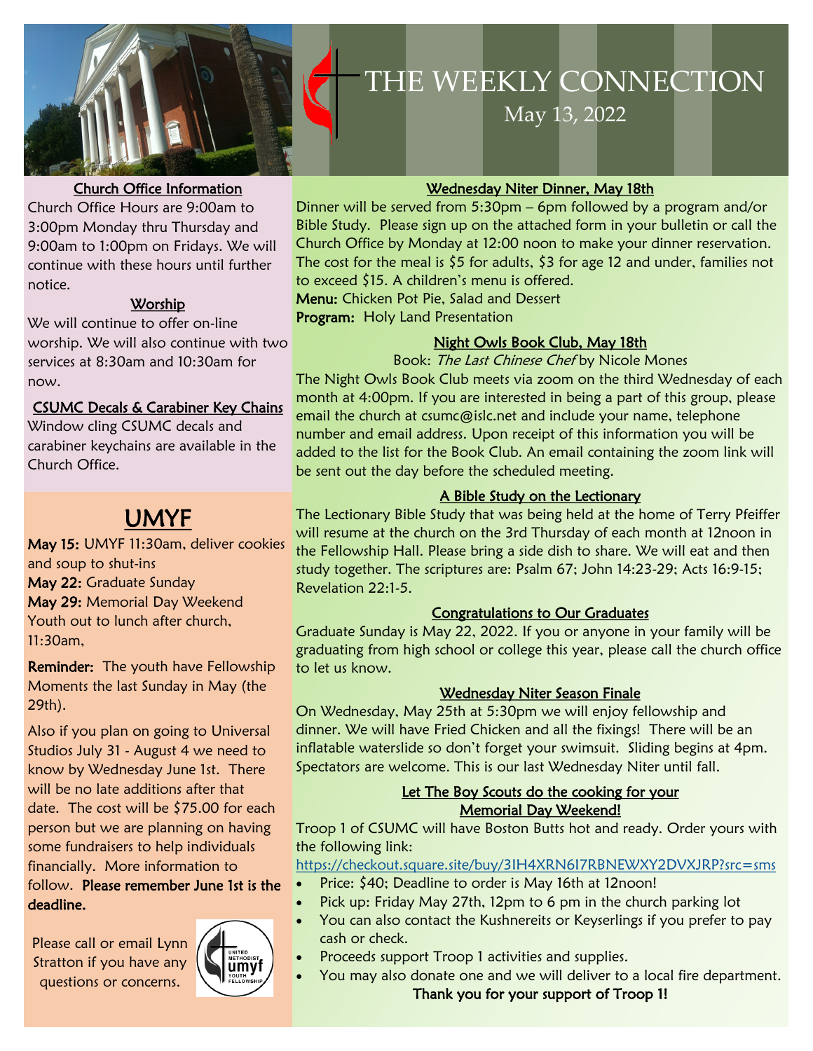# THE WEEKLY CONNECTION

May 13, 2022

## Church Office Information

Church Office Hours are 9:00am to 3:00pm Monday thru Thursday and 9:00am to 1:00pm on Fridays. We will continue with these hours until further notice.

## Worship

We will continue to offer on-line worship. We will also continue with two services at 8:30am and 10:30am for now.

## CSUMC Decals & Carabiner Key Chains

Window cling CSUMC decals and carabiner keychains are available in the Church Office.

# UMYF

**May 15:** UMYF 11:30am, deliver cookies and soup to shut-ins

**May 22:** Graduate Sunday

**May 29:** Memorial Day Weekend Youth out to lunch after church, 11:30am,

**Reminder:** The youth have Fellowship Moments the last Sunday in May (the 29th).

Also if you plan on going to Universal Studios July 31 - August 4 we need to know by Wednesday June 1st. There will be no late additions after that date. The cost will be $75.00 for each person but we are planning on having some fundraisers to help individuals financially. More information to follow. **Please remember June 1st is the deadline.**

Please call or email Lynn Stratton if you have any questions or concerns.

## Wednesday Niter Dinner, May 18th

Dinner will be served from 5:30pm – 6pm followed by a program and/or Bible Study. Please sign up on the attached form in your bulletin or call the Church Office by Monday at 12:00 noon to make your dinner reservation. The cost for the meal is $5 for adults, $3 for age 12 and under, families not to exceed $15. A children's menu is offered.

**Menu:** Chicken Pot Pie, Salad and Dessert

**Program:** Holy Land Presentation

## Night Owls Book Club, May 18th

Book: *The Last Chinese Chef* by Nicole Mones

The Night Owls Book Club meets via zoom on the third Wednesday of each month at 4:00pm. If you are interested in being a part of this group, please email the church at csumc@islc.net and include your name, telephone number and email address. Upon receipt of this information you will be added to the list for the Book Club. An email containing the zoom link will be sent out the day before the scheduled meeting.

## A Bible Study on the Lectionary

The Lectionary Bible Study that was being held at the home of Terry Pfeiffer will resume at the church on the 3rd Thursday of each month at 12noon in the Fellowship Hall. Please bring a side dish to share. We will eat and then study together. The scriptures are: Psalm 67; John 14:23-29; Acts 16:9-15; Revelation 22:1-5.

## Congratulations to Our Graduates

Graduate Sunday is May 22, 2022. If you or anyone in your family will be graduating from high school or college this year, please call the church office to let us know.

## Wednesday Niter Season Finale

On Wednesday, May 25th at 5:30pm we will enjoy fellowship and dinner. We will have Fried Chicken and all the fixings! There will be an inflatable waterslide so don't forget your swimsuit. Sliding begins at 4pm. Spectators are welcome. This is our last Wednesday Niter until fall.

## Let The Boy Scouts do the cooking for your Memorial Day Weekend!

Troop 1 of CSUMC will have Boston Butts hot and ready. Order yours with the following link:

https://checkout.square.site/buy/3IH4XRN6I7RBNEWXY2DVXJRP?src=sms

- Price: $40; Deadline to order is May 16th at 12noon!
- Pick up: Friday May 27th, 12pm to 6 pm in the church parking lot
- You can also contact the Kushnereits or Keyserlings if you prefer to pay cash or check.
- Proceeds support Troop 1 activities and supplies.
- You may also donate one and we will deliver to a local fire department.

**Thank you for your support of Troop 1!**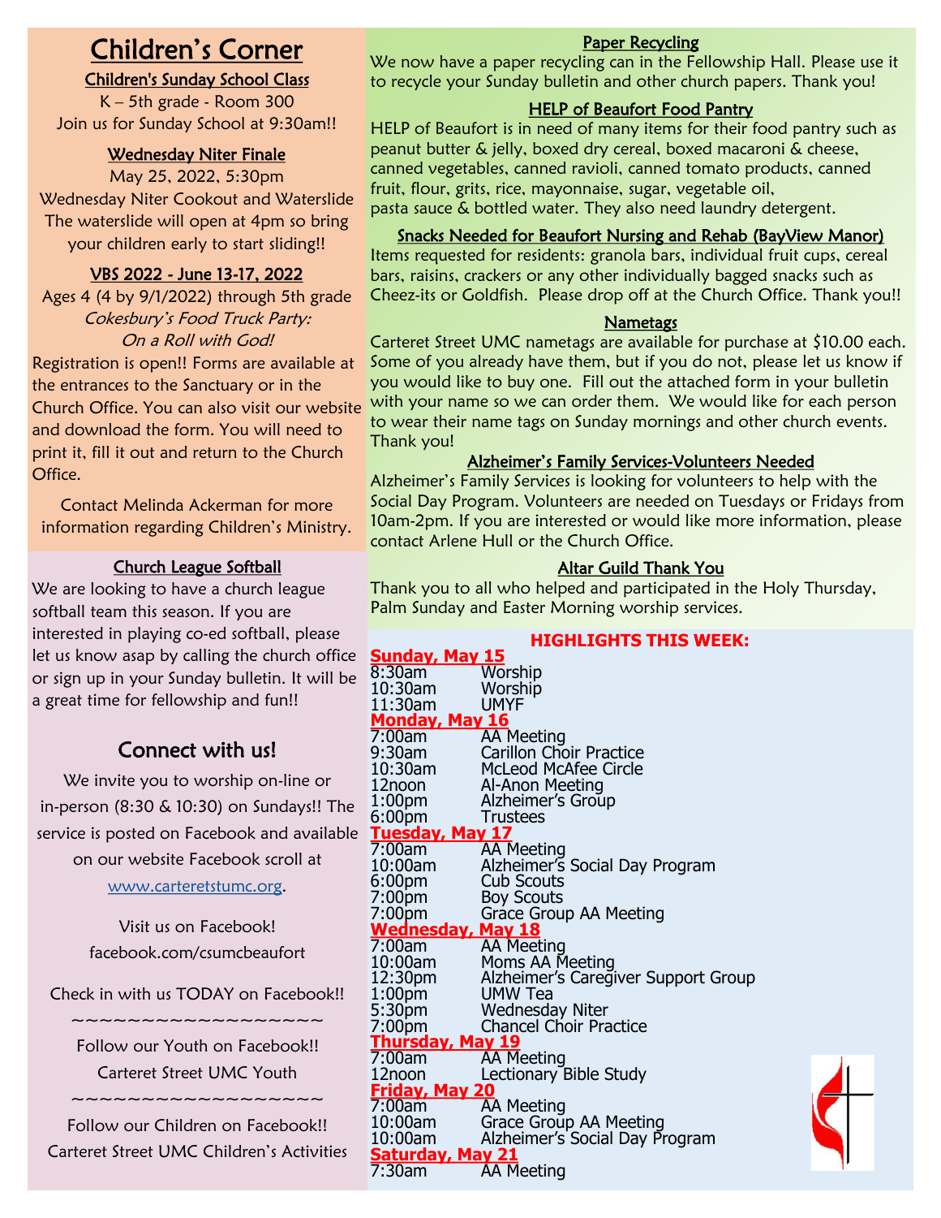# Children's Corner

## Children's Sunday School Class

K – 5th grade - Room 300

Join us for Sunday School at 9:30am!!

## Wednesday Niter Finale

May 25, 2022, 5:30pm

Wednesday Niter Cookout and Waterslide

The waterslide will open at 4pm so bring your children early to start sliding!!

## VBS 2022 - June 13-17, 2022

Ages 4 (4 by 9/1/2022) through 5th grade

*Cokesbury's Food Truck Party:*
*On a Roll with God!*

Registration is open!! Forms are available at the entrances to the Sanctuary or in the Church Office. You can also visit our website and download the form. You will need to print it, fill it out and return to the Church Office.

Contact Melinda Ackerman for more information regarding Children's Ministry.

## Church League Softball

We are looking to have a church league softball team this season. If you are interested in playing co-ed softball, please let us know asap by calling the church office or sign up in your Sunday bulletin. It will be a great time for fellowship and fun!!

## Connect with us!

We invite you to worship on-line or in-person (8:30 & 10:30) on Sundays!! The service is posted on Facebook and available on our website Facebook scroll at www.carteretstumc.org.

Visit us on Facebook!
facebook.com/csumcbeaufort

Check in with us TODAY on Facebook!!

~~~~~~~~~~~~~~~~~~~

Follow our Youth on Facebook!!
Carteret Street UMC Youth

~~~~~~~~~~~~~~~~~~~

Follow our Children on Facebook!!
Carteret Street UMC Children's Activities

## Paper Recycling

We now have a paper recycling can in the Fellowship Hall. Please use it to recycle your Sunday bulletin and other church papers. Thank you!

## HELP of Beaufort Food Pantry

HELP of Beaufort is in need of many items for their food pantry such as peanut butter & jelly, boxed dry cereal, boxed macaroni & cheese, canned vegetables, canned ravioli, canned tomato products, canned fruit, flour, grits, rice, mayonnaise, sugar, vegetable oil, pasta sauce & bottled water. They also need laundry detergent.

## Snacks Needed for Beaufort Nursing and Rehab (BayView Manor)

Items requested for residents: granola bars, individual fruit cups, cereal bars, raisins, crackers or any other individually bagged snacks such as Cheez-its or Goldfish. Please drop off at the Church Office. Thank you!!

## Nametags

Carteret Street UMC nametags are available for purchase at $10.00 each. Some of you already have them, but if you do not, please let us know if you would like to buy one. Fill out the attached form in your bulletin with your name so we can order them. We would like for each person to wear their name tags on Sunday mornings and other church events. Thank you!

## Alzheimer's Family Services-Volunteers Needed

Alzheimer's Family Services is looking for volunteers to help with the Social Day Program. Volunteers are needed on Tuesdays or Fridays from 10am-2pm. If you are interested or would like more information, please contact Arlene Hull or the Church Office.

## Altar Guild Thank You

Thank you to all who helped and participated in the Holy Thursday, Palm Sunday and Easter Morning worship services.

## HIGHLIGHTS THIS WEEK:

**Sunday, May 15**
8:30am Worship
10:30am Worship
11:30am UMYF

**Monday, May 16**
7:00am AA Meeting
9:30am Carillon Choir Practice
10:30am McLeod McAfee Circle
12noon Al-Anon Meeting
1:00pm Alzheimer's Group
6:00pm Trustees

**Tuesday, May 17**
7:00am AA Meeting
10:00am Alzheimer's Social Day Program
6:00pm Cub Scouts
7:00pm Boy Scouts
7:00pm Grace Group AA Meeting

**Wednesday, May 18**
7:00am AA Meeting
10:00am Moms AA Meeting
12:30pm Alzheimer's Caregiver Support Group
1:00pm UMW Tea
5:30pm Wednesday Niter
7:00pm Chancel Choir Practice

**Thursday, May 19**
7:00am AA Meeting
12noon Lectionary Bible Study

**Friday, May 20**
7:00am AA Meeting
10:00am Grace Group AA Meeting
10:00am Alzheimer's Social Day Program

**Saturday, May 21**
7:30am AA Meeting